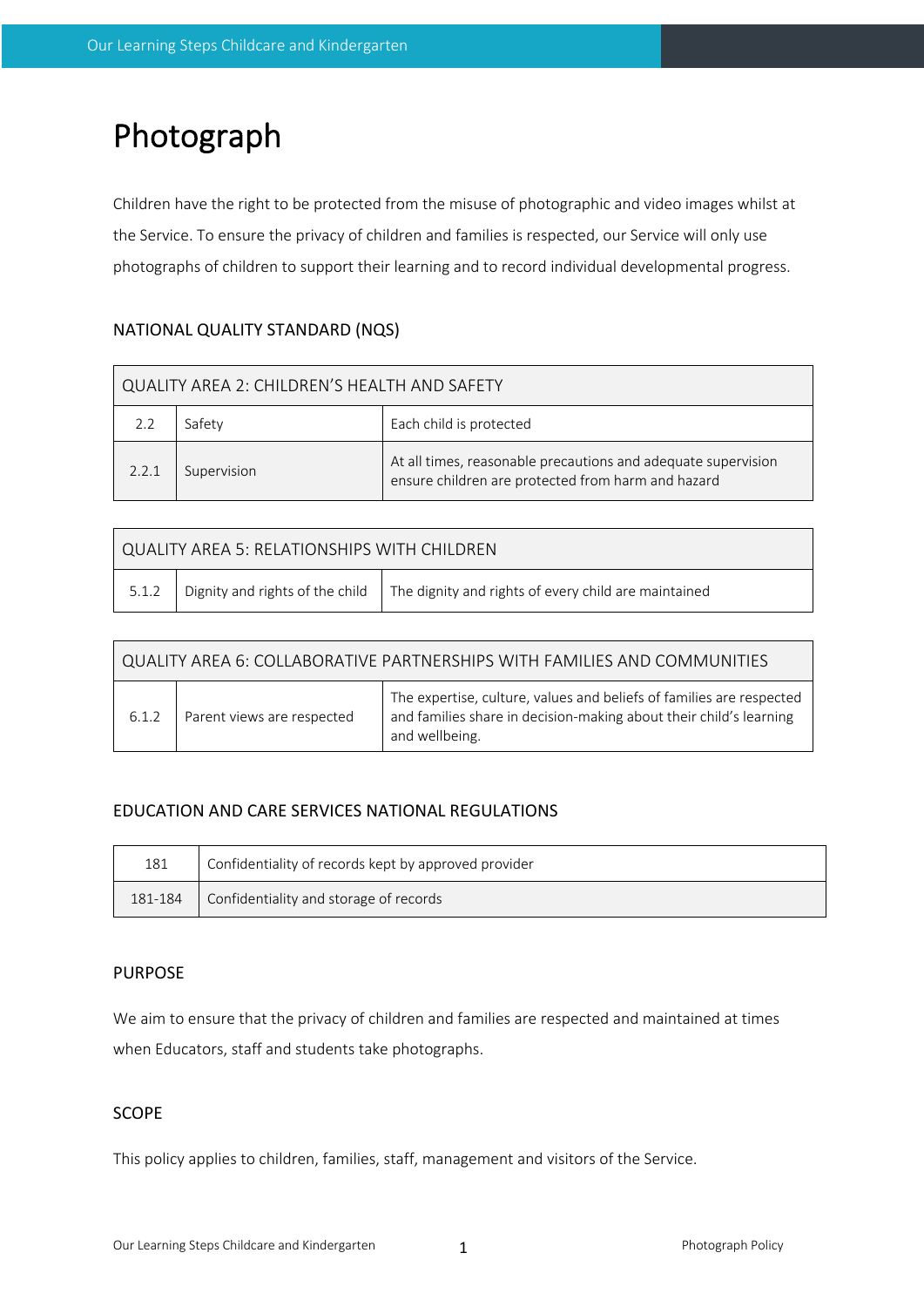# Photograph

Children have the right to be protected from the misuse of photographic and video images whilst at the Service. To ensure the privacy of children and families is respected, our Service will only use photographs of children to support their learning and to record individual developmental progress.

## NATIONAL QUALITY STANDARD (NQS)

| QUALITY AREA 2: CHILDREN'S HEALTH AND SAFETY | | |
|---|---|---|
| 2.2 | Safety | Each child is protected |
| 2.2.1 | Supervision | At all times, reasonable precautions and adequate supervision ensure children are protected from harm and hazard |

| QUALITY AREA 5: RELATIONSHIPS WITH CHILDREN | | |
|---|---|---|
| 5.1.2 | Dignity and rights of the child | The dignity and rights of every child are maintained |

| QUALITY AREA 6: COLLABORATIVE PARTNERSHIPS WITH FAMILIES AND COMMUNITIES | | |
|---|---|---|
| 6.1.2 | Parent views are respected | The expertise, culture, values and beliefs of families are respected and families share in decision-making about their child's learning and wellbeing. |

## EDUCATION AND CARE SERVICES NATIONAL REGULATIONS

| 181 | Confidentiality of records kept by approved provider |
|---|---|
| 181-184 | Confidentiality and storage of records |

## PURPOSE

We aim to ensure that the privacy of children and families are respected and maintained at times when Educators, staff and students take photographs.

## SCOPE

This policy applies to children, families, staff, management and visitors of the Service.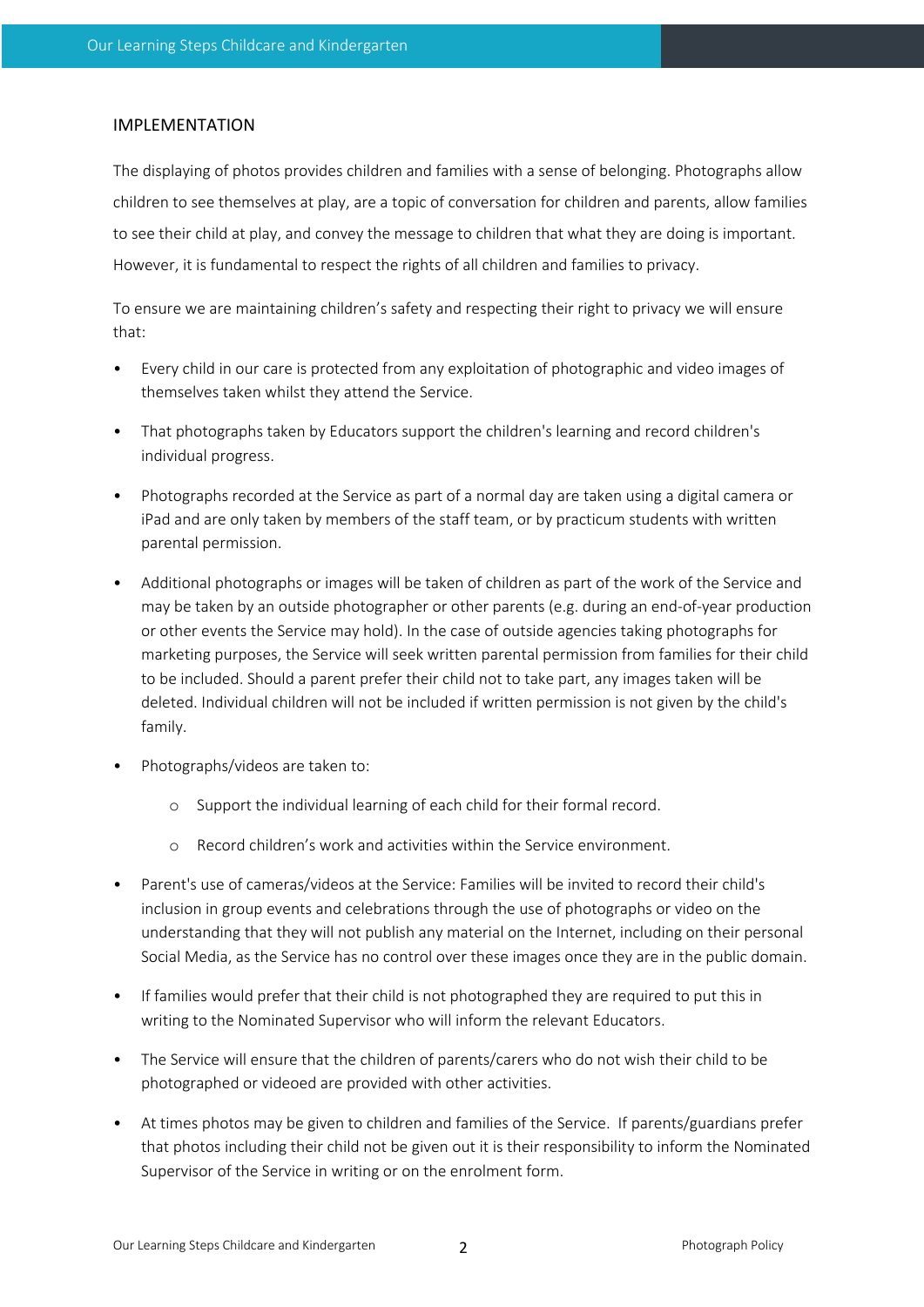## IMPLEMENTATION

The displaying of photos provides children and families with a sense of belonging. Photographs allow children to see themselves at play, are a topic of conversation for children and parents, allow families to see their child at play, and convey the message to children that what they are doing is important. However, it is fundamental to respect the rights of all children and families to privacy.

To ensure we are maintaining children's safety and respecting their right to privacy we will ensure that:

- Every child in our care is protected from any exploitation of photographic and video images of themselves taken whilst they attend the Service.
- That photographs taken by Educators support the children's learning and record children's individual progress.
- Photographs recorded at the Service as part of a normal day are taken using a digital camera or iPad and are only taken by members of the staff team, or by practicum students with written parental permission.
- Additional photographs or images will be taken of children as part of the work of the Service and may be taken by an outside photographer or other parents (e.g. during an end-of-year production or other events the Service may hold). In the case of outside agencies taking photographs for marketing purposes, the Service will seek written parental permission from families for their child to be included. Should a parent prefer their child not to take part, any images taken will be deleted. Individual children will not be included if written permission is not given by the child's family.
- Photographs/videos are taken to:
    - Support the individual learning of each child for their formal record.
    - Record children's work and activities within the Service environment.
- Parent's use of cameras/videos at the Service: Families will be invited to record their child's inclusion in group events and celebrations through the use of photographs or video on the understanding that they will not publish any material on the Internet, including on their personal Social Media, as the Service has no control over these images once they are in the public domain.
- If families would prefer that their child is not photographed they are required to put this in writing to the Nominated Supervisor who will inform the relevant Educators.
- The Service will ensure that the children of parents/carers who do not wish their child to be photographed or videoed are provided with other activities.
- At times photos may be given to children and families of the Service. If parents/guardians prefer that photos including their child not be given out it is their responsibility to inform the Nominated Supervisor of the Service in writing or on the enrolment form.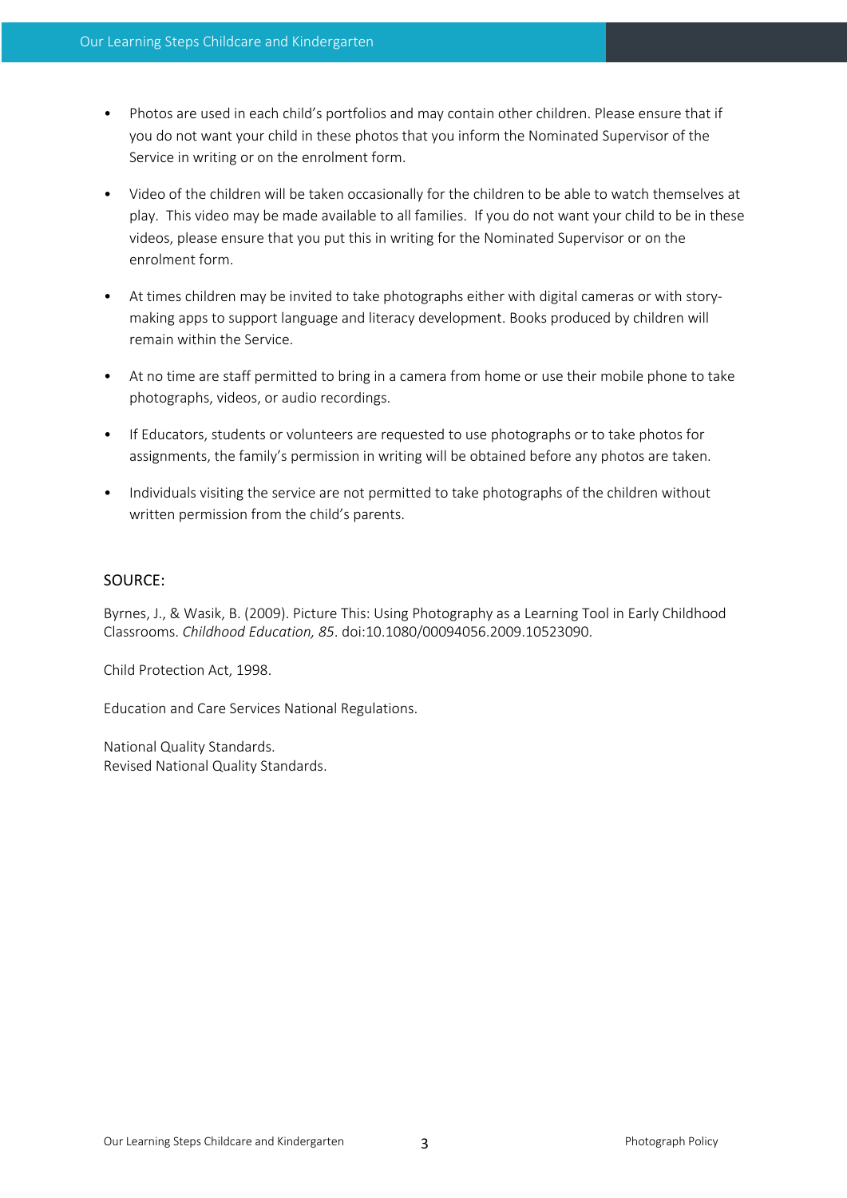- Photos are used in each child's portfolios and may contain other children. Please ensure that if you do not want your child in these photos that you inform the Nominated Supervisor of the Service in writing or on the enrolment form.

- Video of the children will be taken occasionally for the children to be able to watch themselves at play. This video may be made available to all families. If you do not want your child to be in these videos, please ensure that you put this in writing for the Nominated Supervisor or on the enrolment form.

- At times children may be invited to take photographs either with digital cameras or with story-making apps to support language and literacy development. Books produced by children will remain within the Service.

- At no time are staff permitted to bring in a camera from home or use their mobile phone to take photographs, videos, or audio recordings.

- If Educators, students or volunteers are requested to use photographs or to take photos for assignments, the family's permission in writing will be obtained before any photos are taken.

- Individuals visiting the service are not permitted to take photographs of the children without written permission from the child's parents.

## SOURCE:

Byrnes, J., & Wasik, B. (2009). Picture This: Using Photography as a Learning Tool in Early Childhood Classrooms. *Childhood Education, 85*. doi:10.1080/00094056.2009.10523090.

Child Protection Act, 1998.

Education and Care Services National Regulations.

National Quality Standards.
Revised National Quality Standards.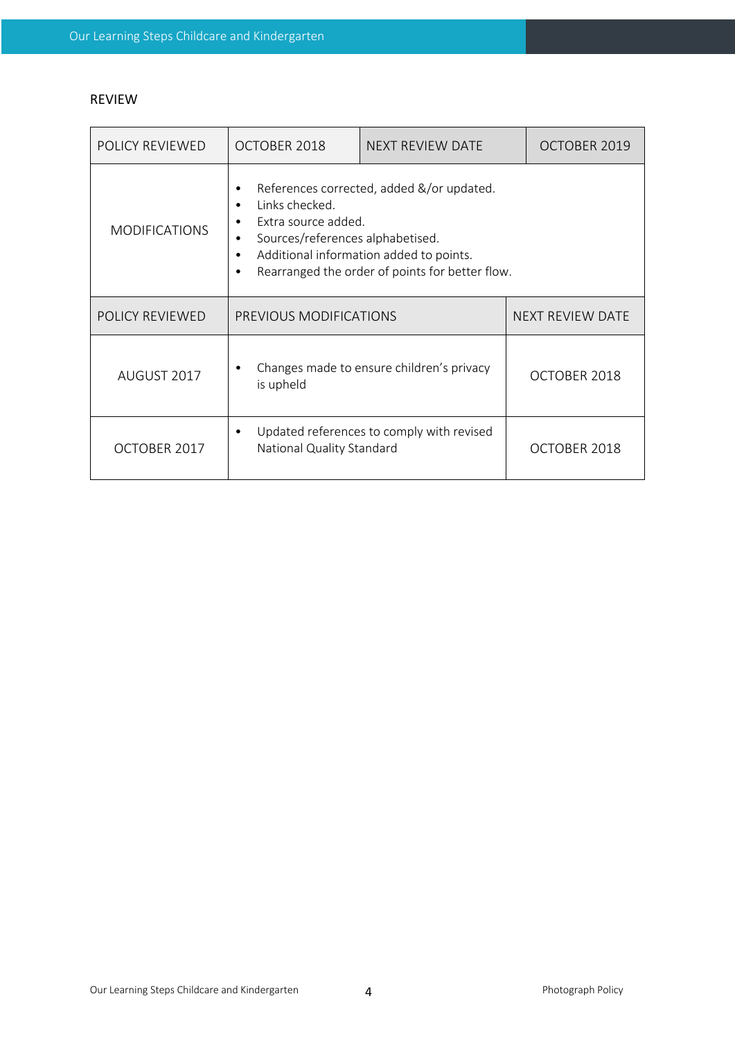REVIEW

| POLICY REVIEWED | OCTOBER 2018 | NEXT REVIEW DATE | OCTOBER 2019 |
|---|---|---|---|
| MODIFICATIONS | • References corrected, added &/or updated.<br>• Links checked.<br>• Extra source added.<br>• Sources/references alphabetised.<br>• Additional information added to points.<br>• Rearranged the order of points for better flow. | | |

| POLICY REVIEWED | PREVIOUS MODIFICATIONS | NEXT REVIEW DATE |
|---|---|---|
| AUGUST 2017 | • Changes made to ensure children's privacy is upheld | OCTOBER 2018 |
| OCTOBER 2017 | • Updated references to comply with revised National Quality Standard | OCTOBER 2018 |